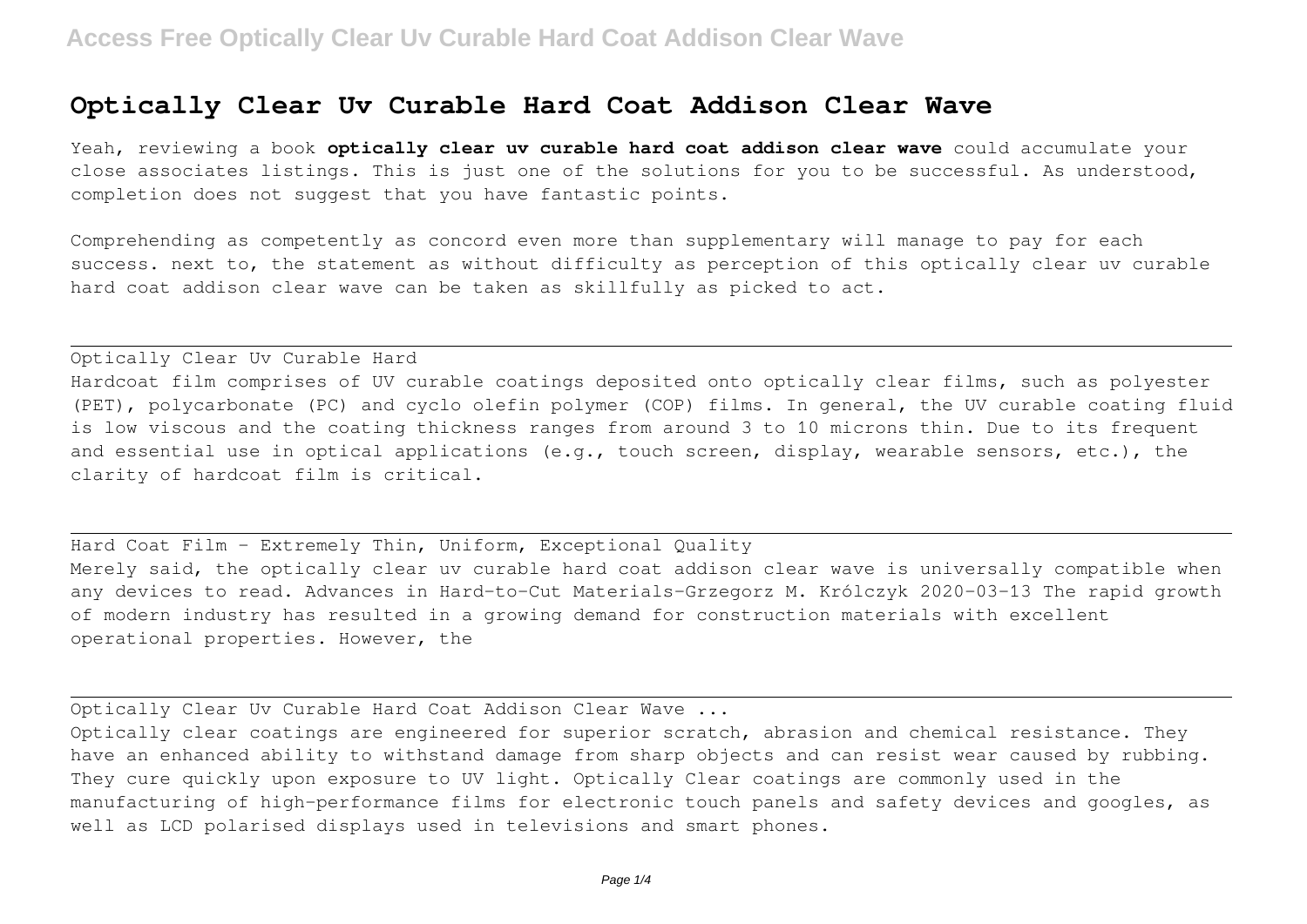# Optically Clear Uv Curable Hard Coat Addison Clear Wave

Yeah, reviewing a book **optically clear uv curable hard coat addison clear wave** could accumulate your close associates listings. This is just one of the solutions for you to be successful. As understood, completion does not suggest that you have fantastic points.

Comprehending as competently as concord even more than supplementary will manage to pay for each success. next to, the statement as without difficulty as perception of this optically clear uv curable hard coat addison clear wave can be taken as skillfully as picked to act.

Optically Clear Uv Curable Hard

Hardcoat film comprises of UV curable coatings deposited onto optically clear films, such as polyester (PET), polycarbonate (PC) and cyclo olefin polymer (COP) films. In general, the UV curable coating fluid is low viscous and the coating thickness ranges from around 3 to 10 microns thin. Due to its frequent and essential use in optical applications (e.g., touch screen, display, wearable sensors, etc.), the clarity of hardcoat film is critical.

Hard Coat Film - Extremely Thin, Uniform, Exceptional Quality

Merely said, the optically clear uv curable hard coat addison clear wave is universally compatible when any devices to read. Advances in Hard-to-Cut Materials-Grzegorz M. Królczyk 2020-03-13 The rapid growth of modern industry has resulted in a growing demand for construction materials with excellent operational properties. However, the

Optically Clear Uv Curable Hard Coat Addison Clear Wave ...

Optically clear coatings are engineered for superior scratch, abrasion and chemical resistance. They have an enhanced ability to withstand damage from sharp objects and can resist wear caused by rubbing. They cure quickly upon exposure to UV light. Optically Clear coatings are commonly used in the manufacturing of high-performance films for electronic touch panels and safety devices and googles, as well as LCD polarised displays used in televisions and smart phones.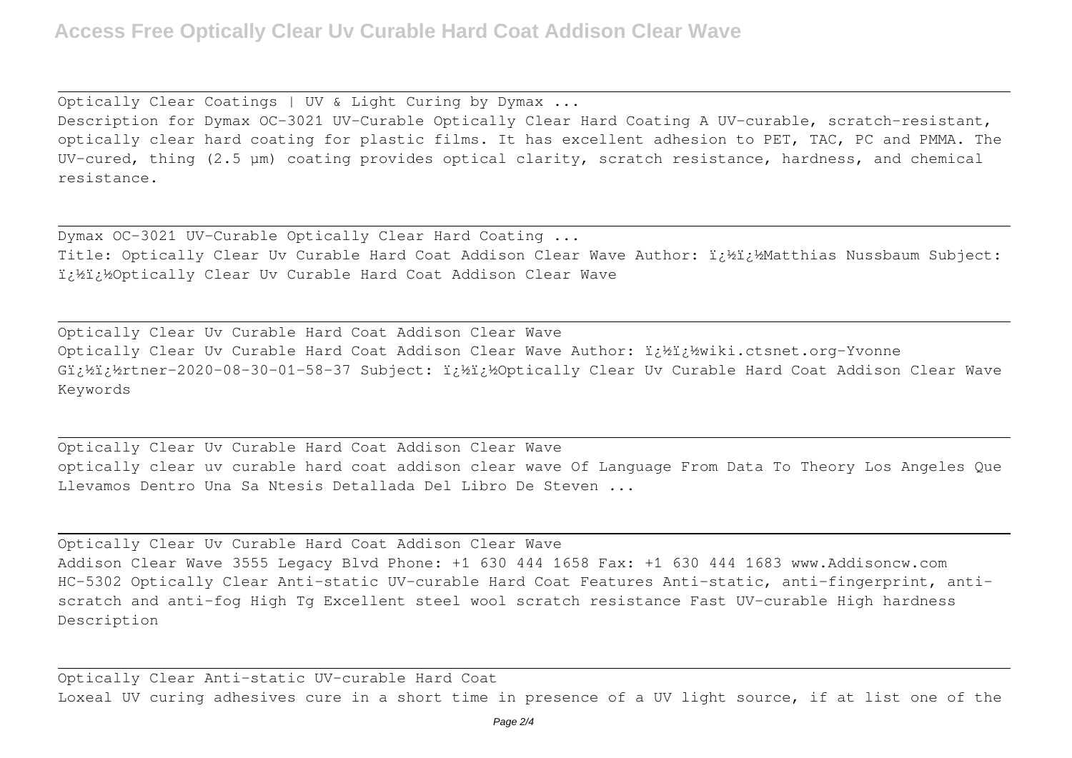Optically Clear Coatings | UV & Light Curing by Dymax ...

Description for Dymax OC-3021 UV-Curable Optically Clear Hard Coating A UV-curable, scratch-resistant, optically clear hard coating for plastic films. It has excellent adhesion to PET, TAC, PC and PMMA. The UV-cured, thing (2.5 µm) coating provides optical clarity, scratch resistance, hardness, and chemical resistance.

Dymax OC-3021 UV-Curable Optically Clear Hard Coating ...

Title: Optically Clear Uv Curable Hard Coat Addison Clear Wave Author: ï¿½ï¿½Matthias Nussbaum Subject: ï¿½ï¿½Optically Clear Uv Curable Hard Coat Addison Clear Wave

Optically Clear Uv Curable Hard Coat Addison Clear Wave

Optically Clear Uv Curable Hard Coat Addison Clear Wave Author: ï¿½ï¿½wiki.ctsnet.org-Yvonne Gï¿½ï¿½rtner-2020-08-30-01-58-37 Subject: ï¿½ï¿½Optically Clear Uv Curable Hard Coat Addison Clear Wave Keywords

Optically Clear Uv Curable Hard Coat Addison Clear Wave

optically clear uv curable hard coat addison clear wave Of Language From Data To Theory Los Angeles Que Llevamos Dentro Una Sa Ntesis Detallada Del Libro De Steven ...

Optically Clear Uv Curable Hard Coat Addison Clear Wave

Addison Clear Wave 3555 Legacy Blvd Phone: +1 630 444 1658 Fax: +1 630 444 1683 www.Addisoncw.com HC-5302 Optically Clear Anti-static UV-curable Hard Coat Features Anti-static, anti-fingerprint, anti-scratch and anti-fog High Tg Excellent steel wool scratch resistance Fast UV-curable High hardness Description

Optically Clear Anti-static UV-curable Hard Coat

Loxeal UV curing adhesives cure in a short time in presence of a UV light source, if at list one of the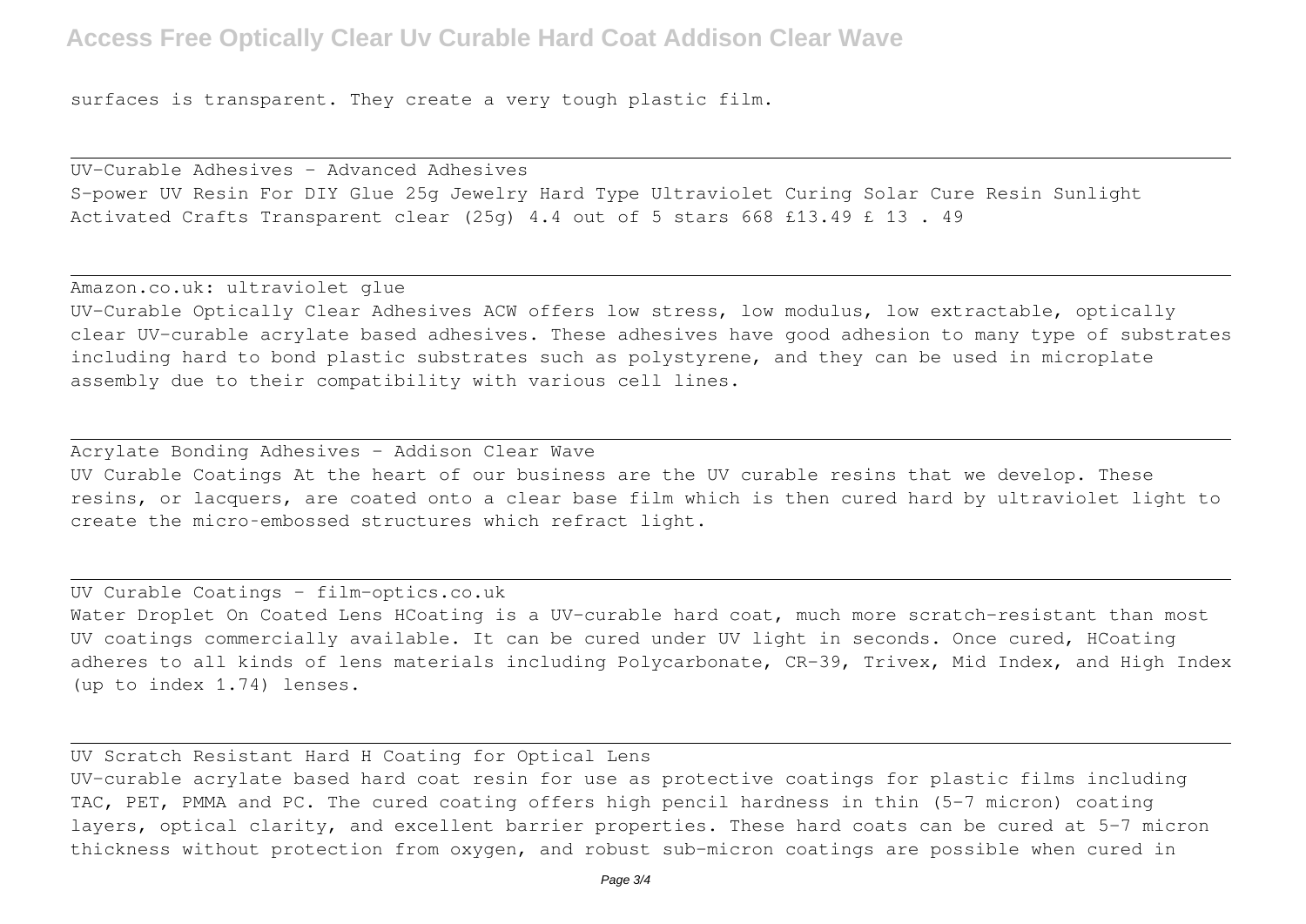surfaces is transparent. They create a very tough plastic film.

UV-Curable Adhesives - Advanced Adhesives

S-power UV Resin For DIY Glue 25g Jewelry Hard Type Ultraviolet Curing Solar Cure Resin Sunlight Activated Crafts Transparent clear (25g) 4.4 out of 5 stars 668 £13.49 £ 13 . 49

Amazon.co.uk: ultraviolet glue

UV-Curable Optically Clear Adhesives ACW offers low stress, low modulus, low extractable, optically clear UV-curable acrylate based adhesives. These adhesives have good adhesion to many type of substrates including hard to bond plastic substrates such as polystyrene, and they can be used in microplate assembly due to their compatibility with various cell lines.

Acrylate Bonding Adhesives - Addison Clear Wave

UV Curable Coatings At the heart of our business are the UV curable resins that we develop. These resins, or lacquers, are coated onto a clear base film which is then cured hard by ultraviolet light to create the micro-embossed structures which refract light.

UV Curable Coatings - film-optics.co.uk

Water Droplet On Coated Lens HCoating is a UV-curable hard coat, much more scratch-resistant than most UV coatings commercially available. It can be cured under UV light in seconds. Once cured, HCoating adheres to all kinds of lens materials including Polycarbonate, CR-39, Trivex, Mid Index, and High Index (up to index 1.74) lenses.

UV Scratch Resistant Hard H Coating for Optical Lens

UV-curable acrylate based hard coat resin for use as protective coatings for plastic films including TAC, PET, PMMA and PC. The cured coating offers high pencil hardness in thin (5-7 micron) coating layers, optical clarity, and excellent barrier properties. These hard coats can be cured at 5-7 micron thickness without protection from oxygen, and robust sub-micron coatings are possible when cured in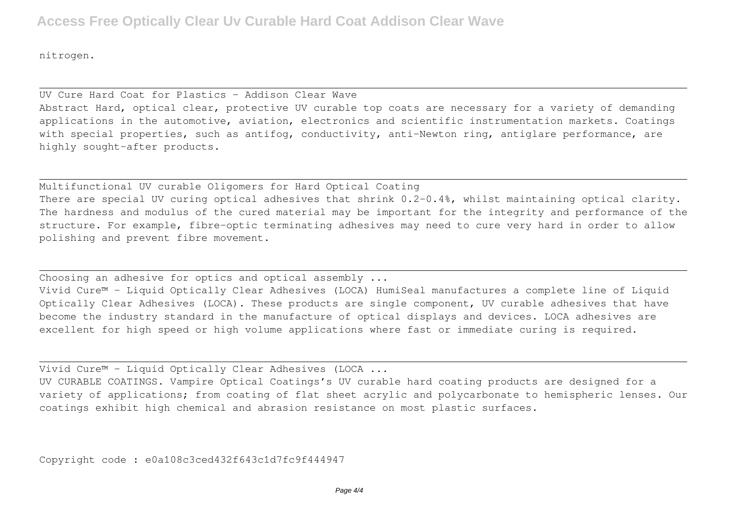nitrogen.

UV Cure Hard Coat for Plastics - Addison Clear Wave

Abstract Hard, optical clear, protective UV curable top coats are necessary for a variety of demanding applications in the automotive, aviation, electronics and scientific instrumentation markets. Coatings with special properties, such as antifog, conductivity, anti-Newton ring, antiglare performance, are highly sought-after products.

Multifunctional UV curable Oligomers for Hard Optical Coating

There are special UV curing optical adhesives that shrink 0.2-0.4%, whilst maintaining optical clarity. The hardness and modulus of the cured material may be important for the integrity and performance of the structure. For example, fibre-optic terminating adhesives may need to cure very hard in order to allow polishing and prevent fibre movement.

Choosing an adhesive for optics and optical assembly ...

Vivid Cure™ - Liquid Optically Clear Adhesives (LOCA) HumiSeal manufactures a complete line of Liquid Optically Clear Adhesives (LOCA). These products are single component, UV curable adhesives that have become the industry standard in the manufacture of optical displays and devices. LOCA adhesives are excellent for high speed or high volume applications where fast or immediate curing is required.

Vivid Cure™ - Liquid Optically Clear Adhesives (LOCA ...

UV CURABLE COATINGS. Vampire Optical Coatings's UV curable hard coating products are designed for a variety of applications; from coating of flat sheet acrylic and polycarbonate to hemispheric lenses. Our coatings exhibit high chemical and abrasion resistance on most plastic surfaces.

Copyright code : e0a108c3ced432f643c1d7fc9f444947